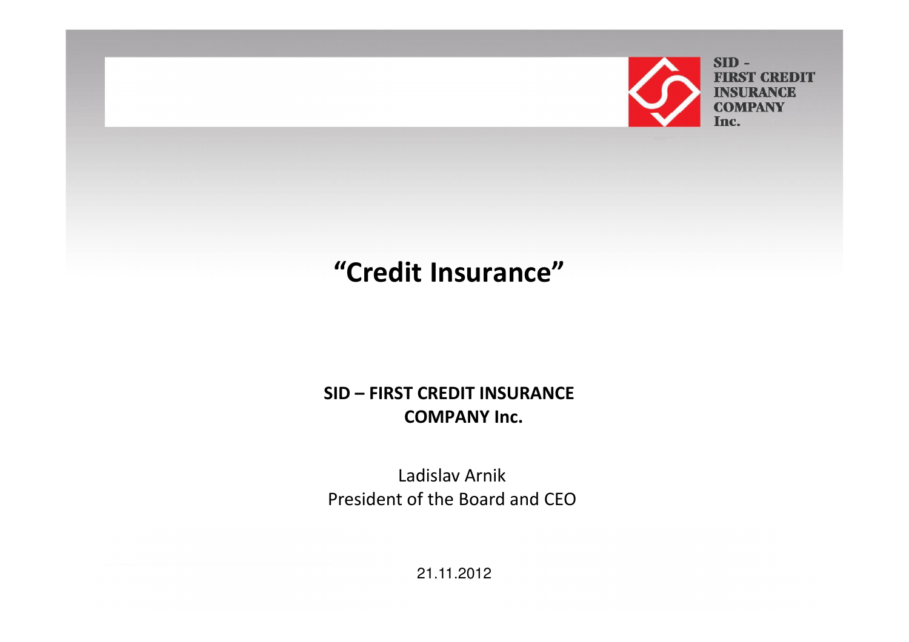SID - FIRST CREDIT INSURANCE COMPANY Inc.

# "Credit Insurance"

**SID – FIRST CREDIT INSURANCE COMPANY Inc.**

Ladislav Arnik
President of the Board and CEO

21.11.2012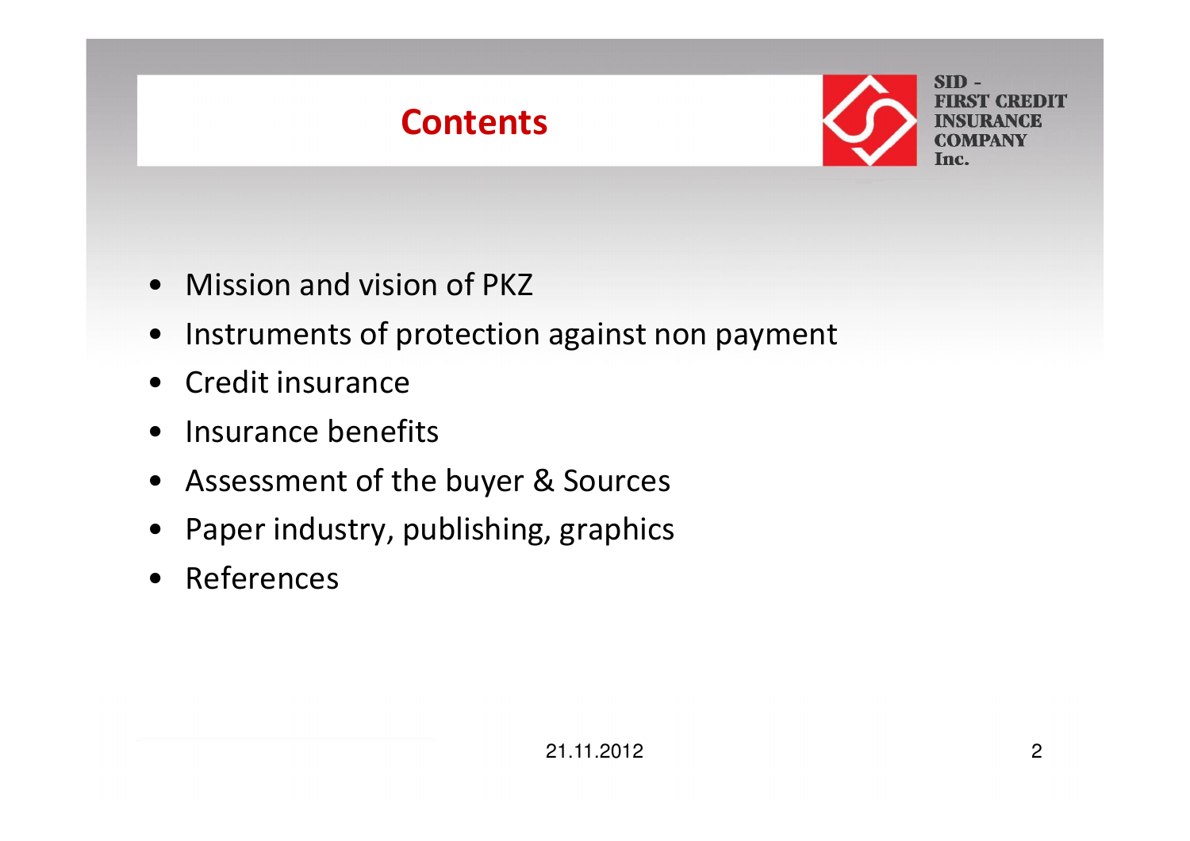# Contents

SID - FIRST CREDIT INSURANCE COMPANY Inc.

- Mission and vision of PKZ
- Instruments of protection against non payment
- Credit insurance
- Insurance benefits
- Assessment of the buyer & Sources
- Paper industry, publishing, graphics
- References

21.11.2012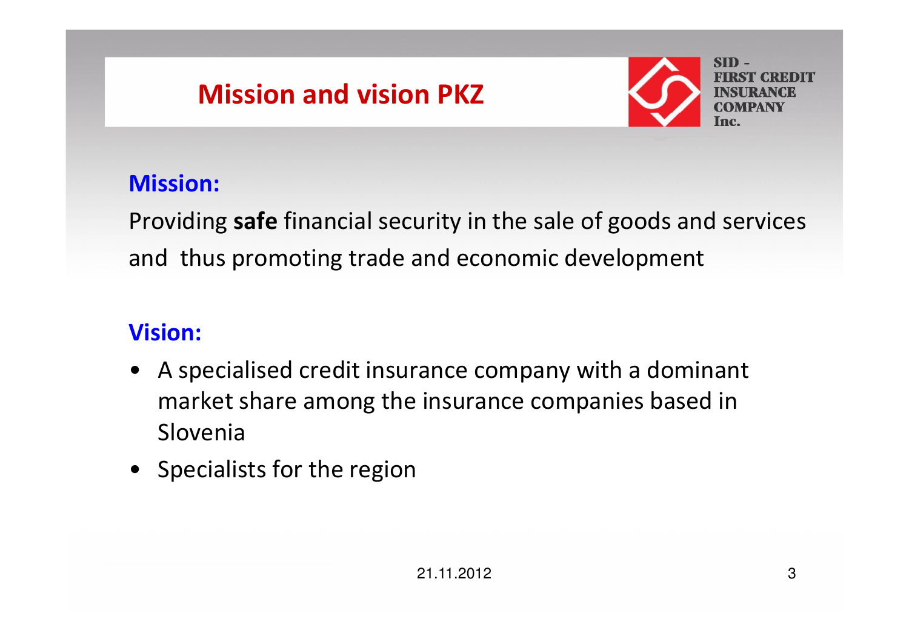# Mission and vision PKZ

SID - FIRST CREDIT INSURANCE COMPANY Inc.

**Mission:**

Providing **safe** financial security in the sale of goods and services and thus promoting trade and economic development

**Vision:**

- A specialised credit insurance company with a dominant market share among the insurance companies based in Slovenia
- Specialists for the region

21.11.2012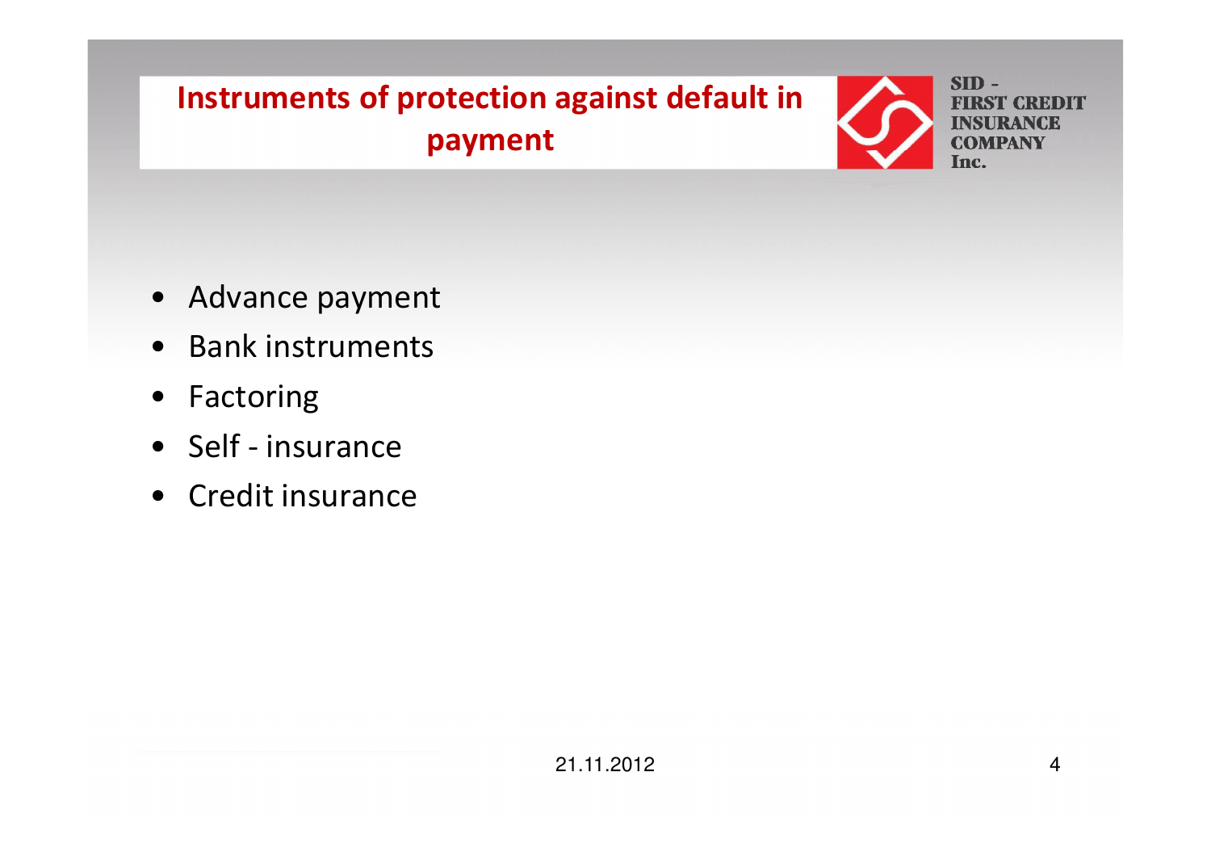# Instruments of protection against default in payment

SID - FIRST CREDIT INSURANCE COMPANY Inc.

- Advance payment
- Bank instruments
- Factoring
- Self - insurance
- Credit insurance

21.11.2012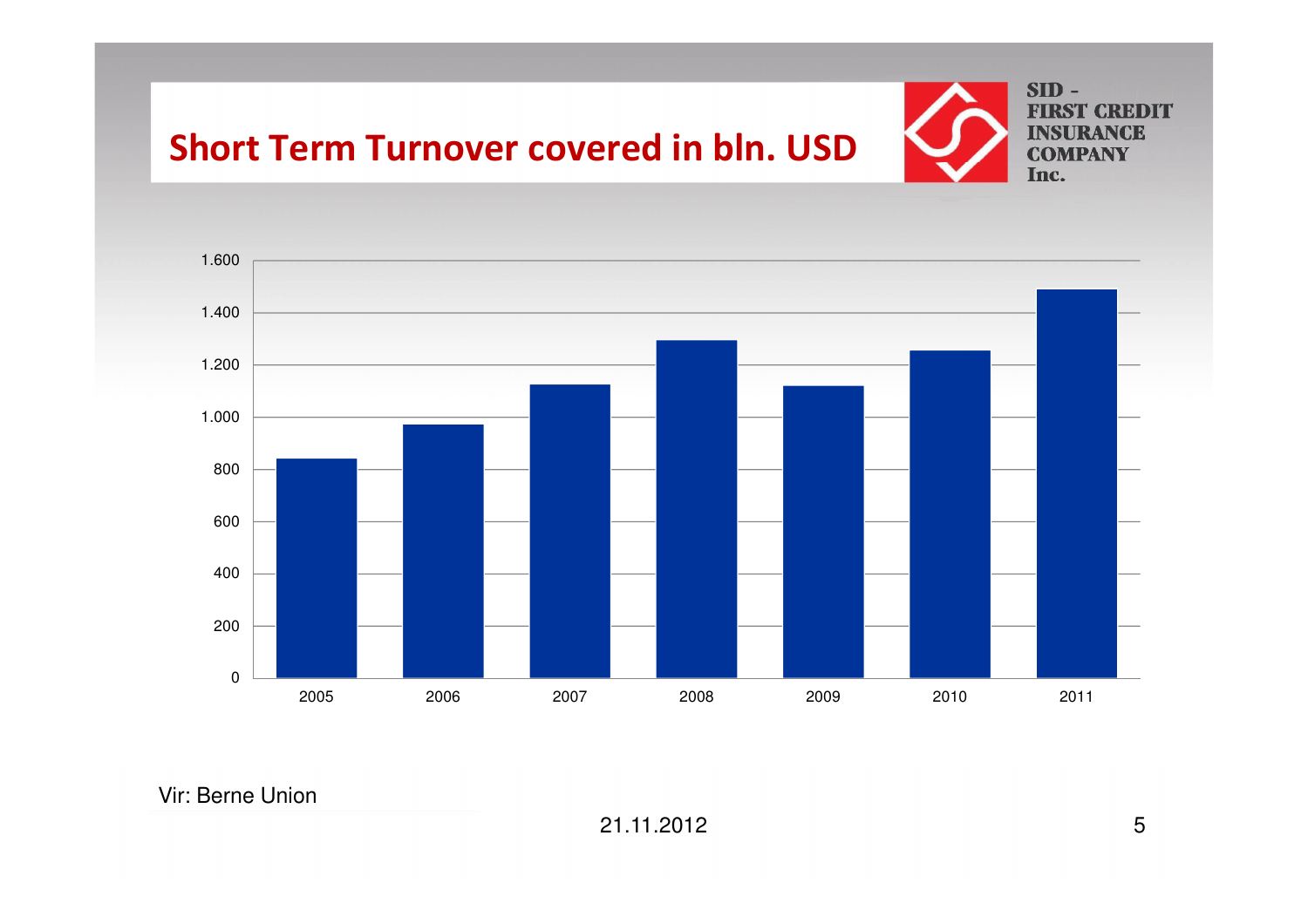# Short Term Turnover covered in bln. USD

SID - FIRST CREDIT INSURANCE COMPANY Inc.

| Year | Value |
|---|---|
| 2005 | 840 |
| 2006 | 970 |
| 2007 | 1.120 |
| 2008 | 1.290 |
| 2009 | 1.120 |
| 2010 | 1.250 |
| 2011 | 1.490 |

Vir: Berne Union

21.11.2012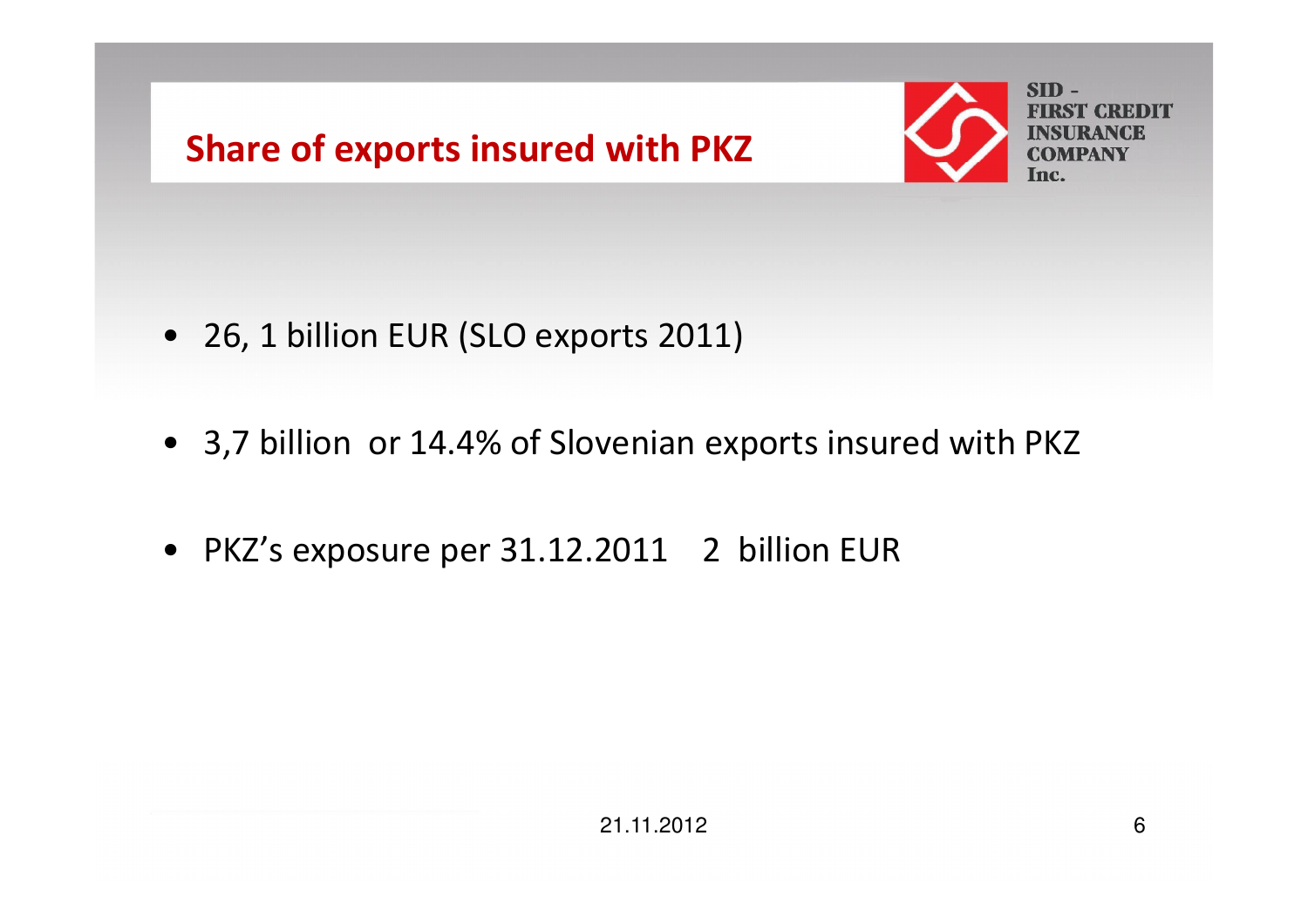## Share of exports insured with PKZ

SID - FIRST CREDIT INSURANCE COMPANY Inc.

- 26, 1 billion EUR (SLO exports 2011)
- 3,7 billion  or 14.4% of Slovenian exports insured with PKZ
- PKZ's exposure per 31.12.2011    2  billion EUR

21.11.2012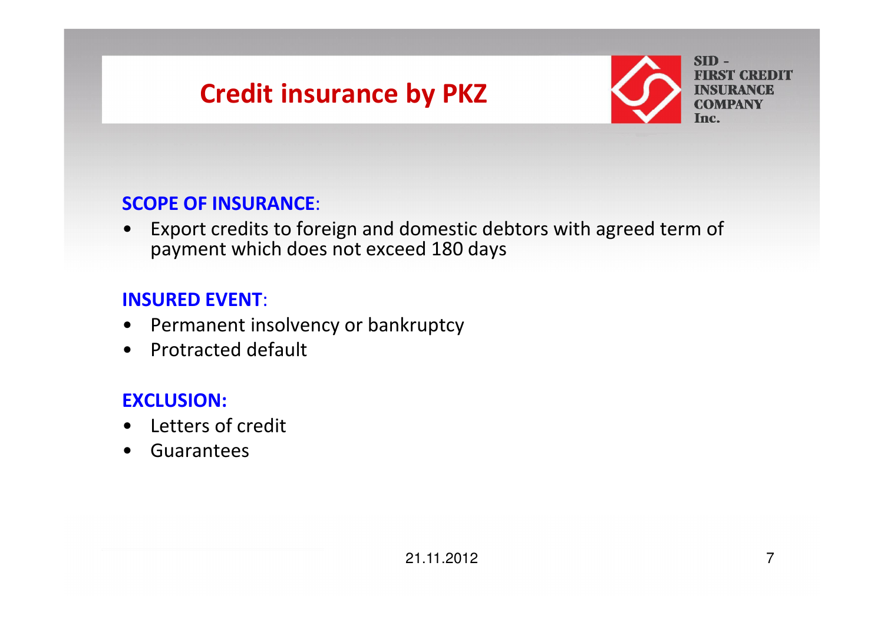# Credit insurance by PKZ

SID – FIRST CREDIT INSURANCE COMPANY Inc.

**SCOPE OF INSURANCE**:

- Export credits to foreign and domestic debtors with agreed term of payment which does not exceed 180 days

**INSURED EVENT**:

- Permanent insolvency or bankruptcy
- Protracted default

**EXCLUSION:**

- Letters of credit
- Guarantees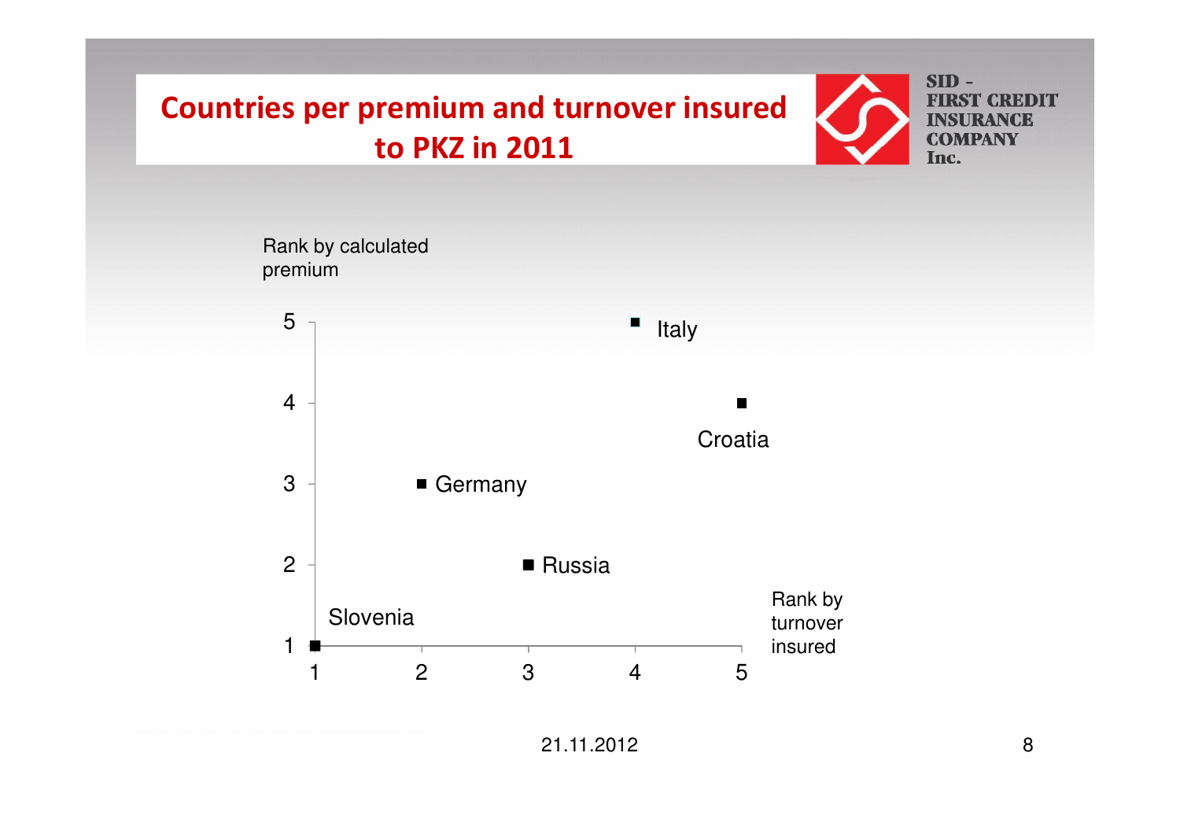# Countries per premium and turnover insured to PKZ in 2011

SID - FIRST CREDIT INSURANCE COMPANY Inc.

| Country | Rank by turnover insured | Rank by calculated premium |
|---|---|---|
| Slovenia | 1 | 1 |
| Germany | 2 | 3 |
| Russia | 3 | 2 |
| Italy | 4 | 5 |
| Croatia | 5 | 4 |

21.11.2012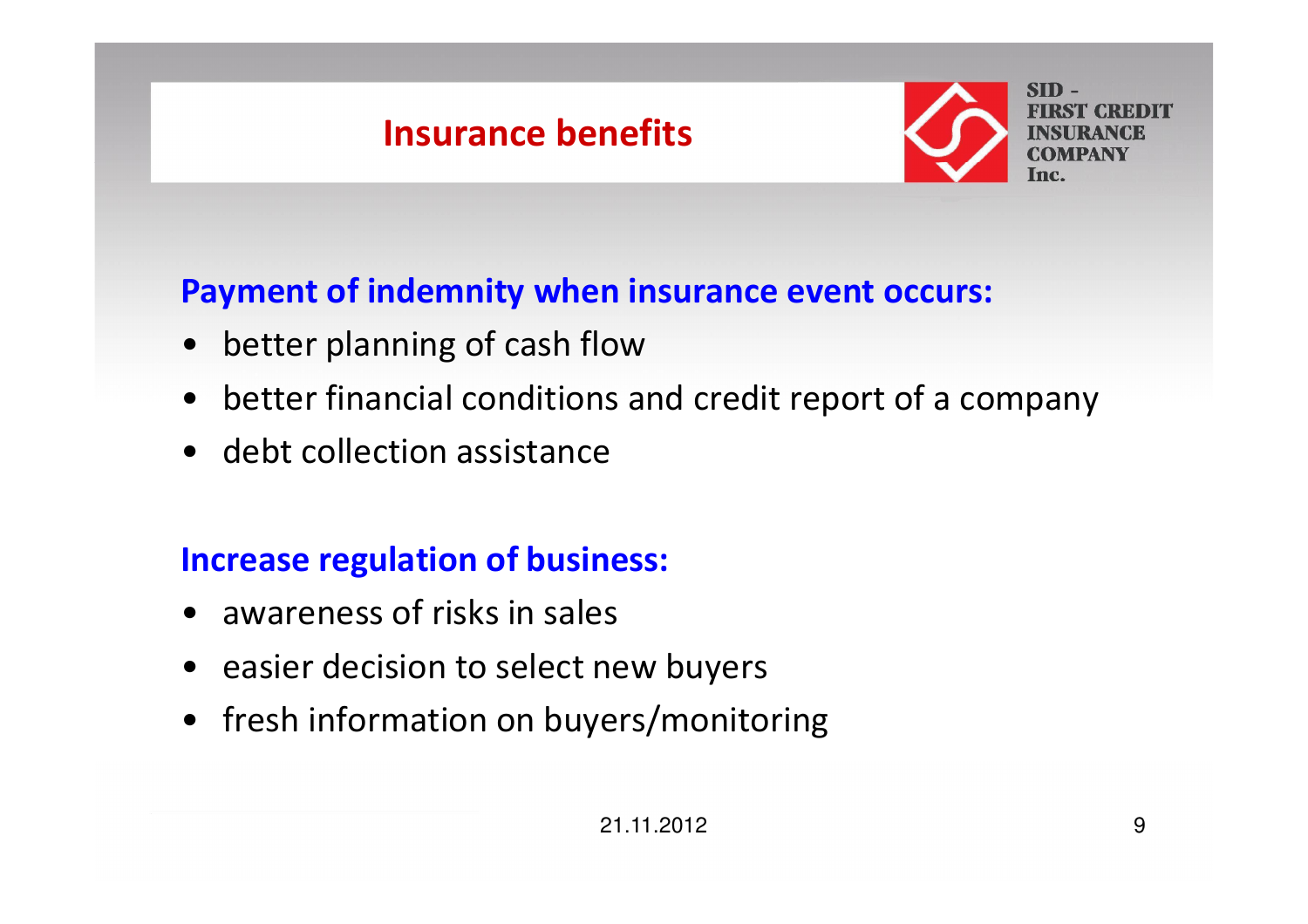# Insurance benefits

SID - FIRST CREDIT INSURANCE COMPANY Inc.

## Payment of indemnity when insurance event occurs:

- better planning of cash flow
- better financial conditions and credit report of a company
- debt collection assistance

## Increase regulation of business:

- awareness of risks in sales
- easier decision to select new buyers
- fresh information on buyers/monitoring

21.11.2012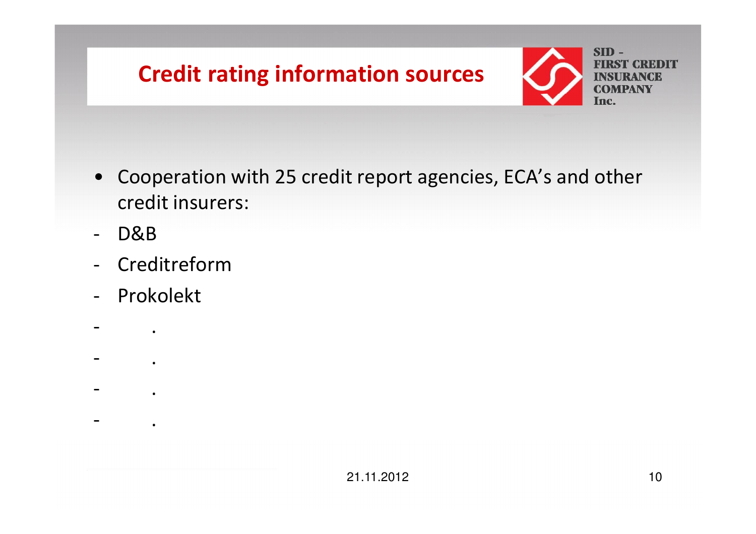# Credit rating information sources

SID - FIRST CREDIT INSURANCE COMPANY Inc.

- Cooperation with 25 credit report agencies, ECA's and other credit insurers:

- D&B
- Creditreform
- Prokolekt
- .
- .
- .
- .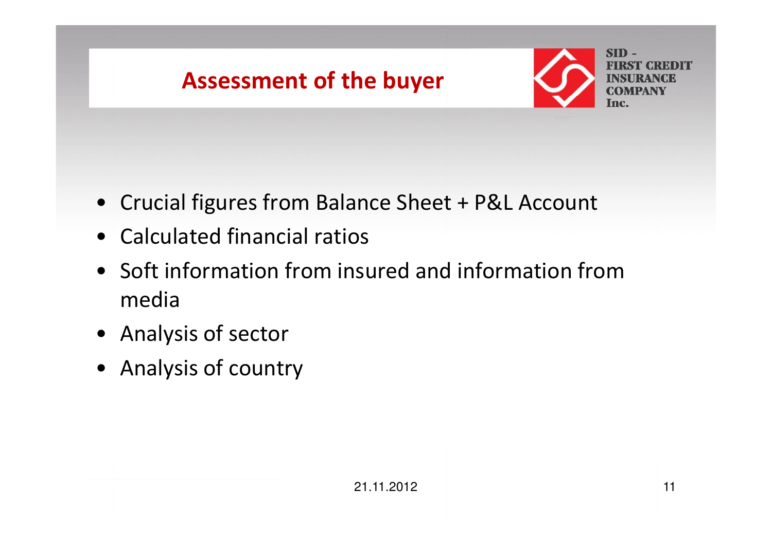# Assessment of the buyer

- Crucial figures from Balance Sheet + P&L Account
- Calculated financial ratios
- Soft information from insured and information from media
- Analysis of sector
- Analysis of country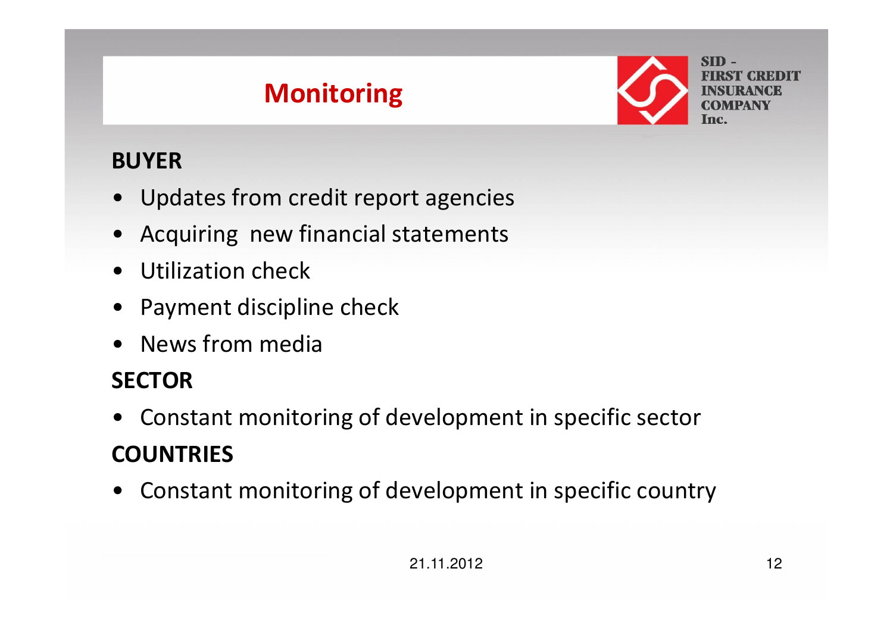# Monitoring

**BUYER**

- Updates from credit report agencies
- Acquiring  new financial statements
- Utilization check
- Payment discipline check
- News from media

**SECTOR**

- Constant monitoring of development in specific sector

**COUNTRIES**

- Constant monitoring of development in specific country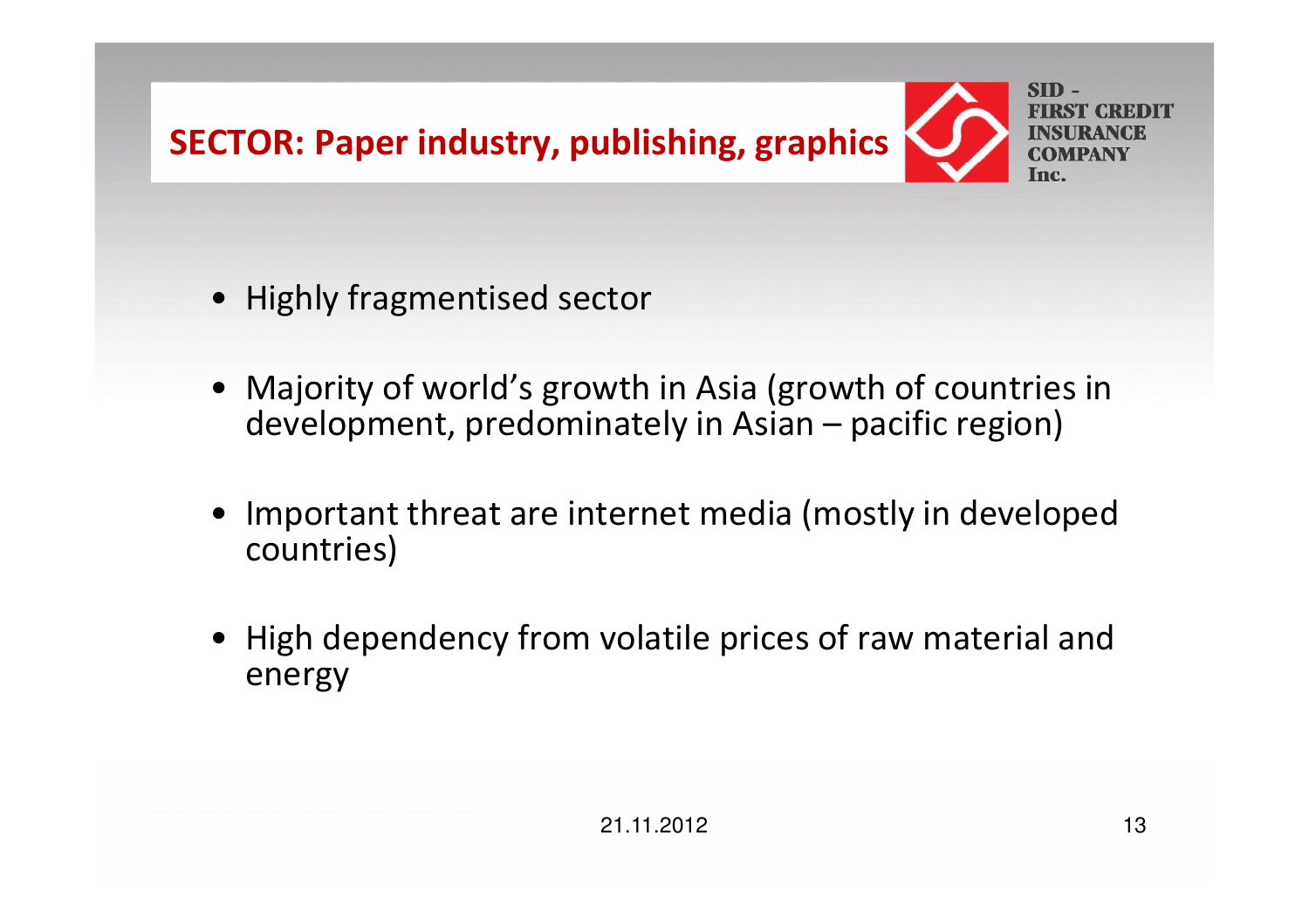# SECTOR: Paper industry, publishing, graphics

- Highly fragmentised sector
- Majority of world's growth in Asia (growth of countries in development, predominately in Asian – pacific region)
- Important threat are internet media (mostly in developed countries)
- High dependency from volatile prices of raw material and energy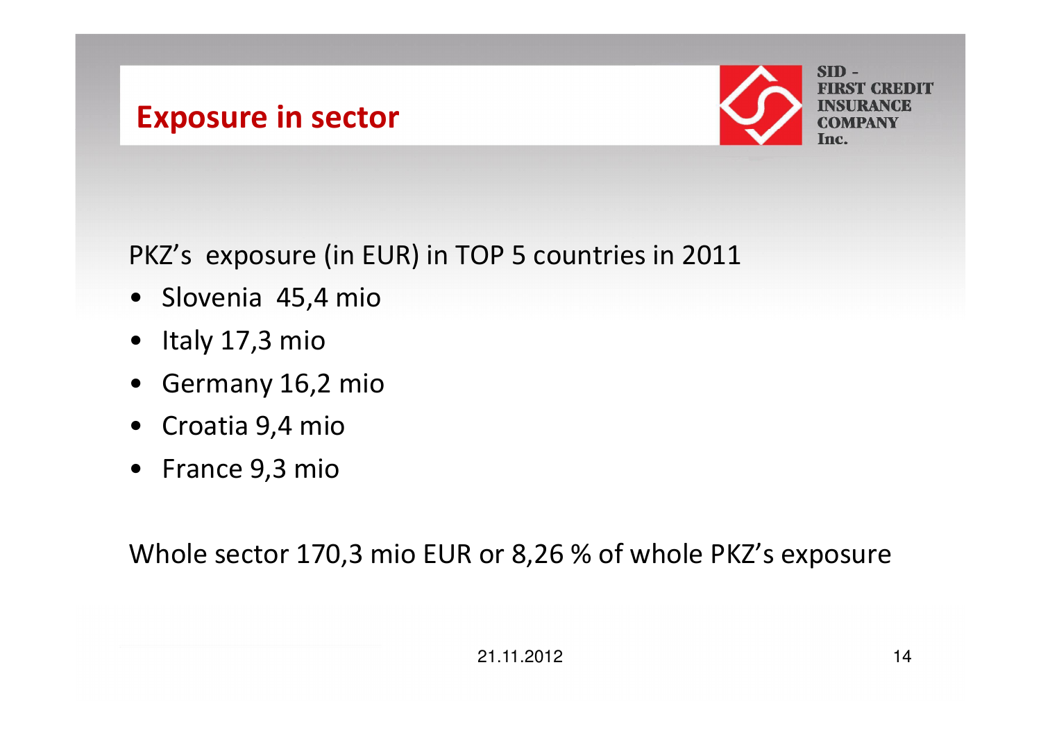# Exposure in sector

SID - FIRST CREDIT INSURANCE COMPANY Inc.

PKZ's exposure (in EUR) in TOP 5 countries in 2011

- Slovenia 45,4 mio
- Italy 17,3 mio
- Germany 16,2 mio
- Croatia 9,4 mio
- France 9,3 mio

Whole sector 170,3 mio EUR or 8,26 % of whole PKZ's exposure

21.11.2012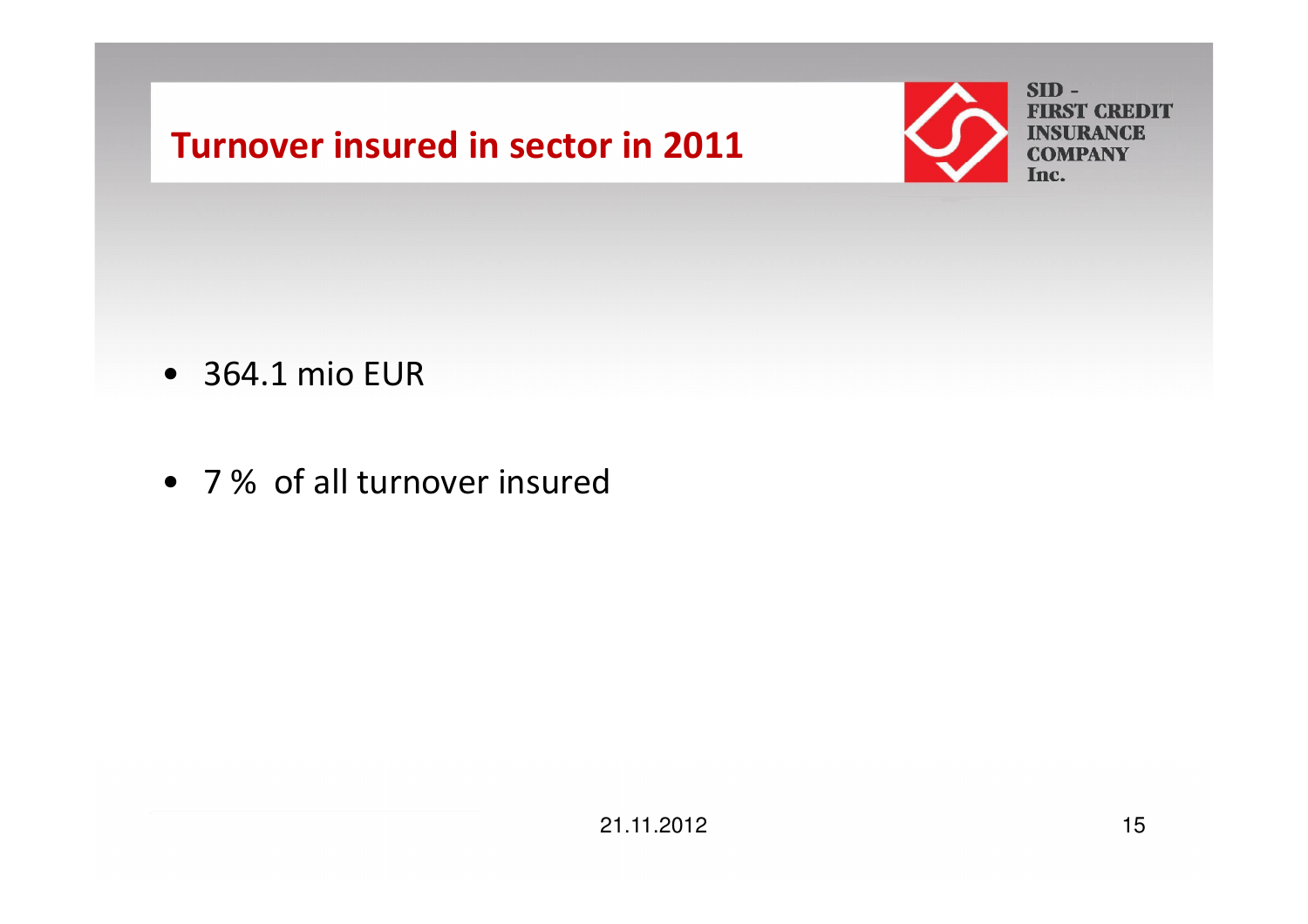# Turnover insured in sector in 2011

- 364.1 mio EUR
- 7 % of all turnover insured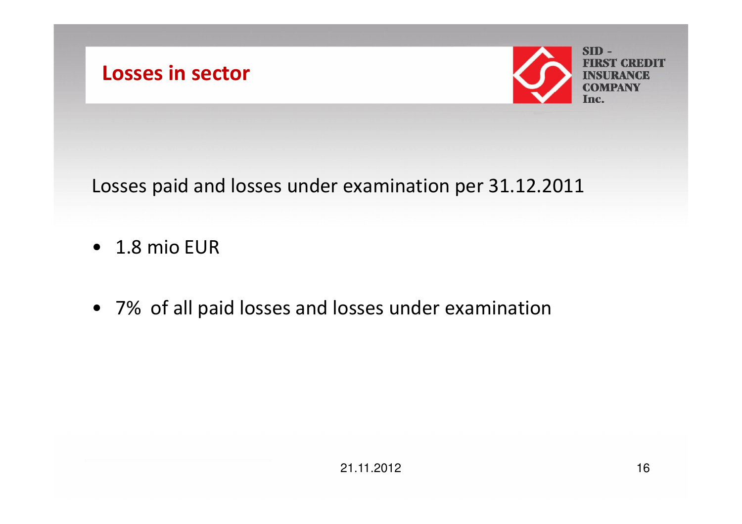# Losses in sector

SID - FIRST CREDIT INSURANCE COMPANY Inc.

Losses paid and losses under examination per 31.12.2011

- 1.8 mio EUR
- 7% of all paid losses and losses under examination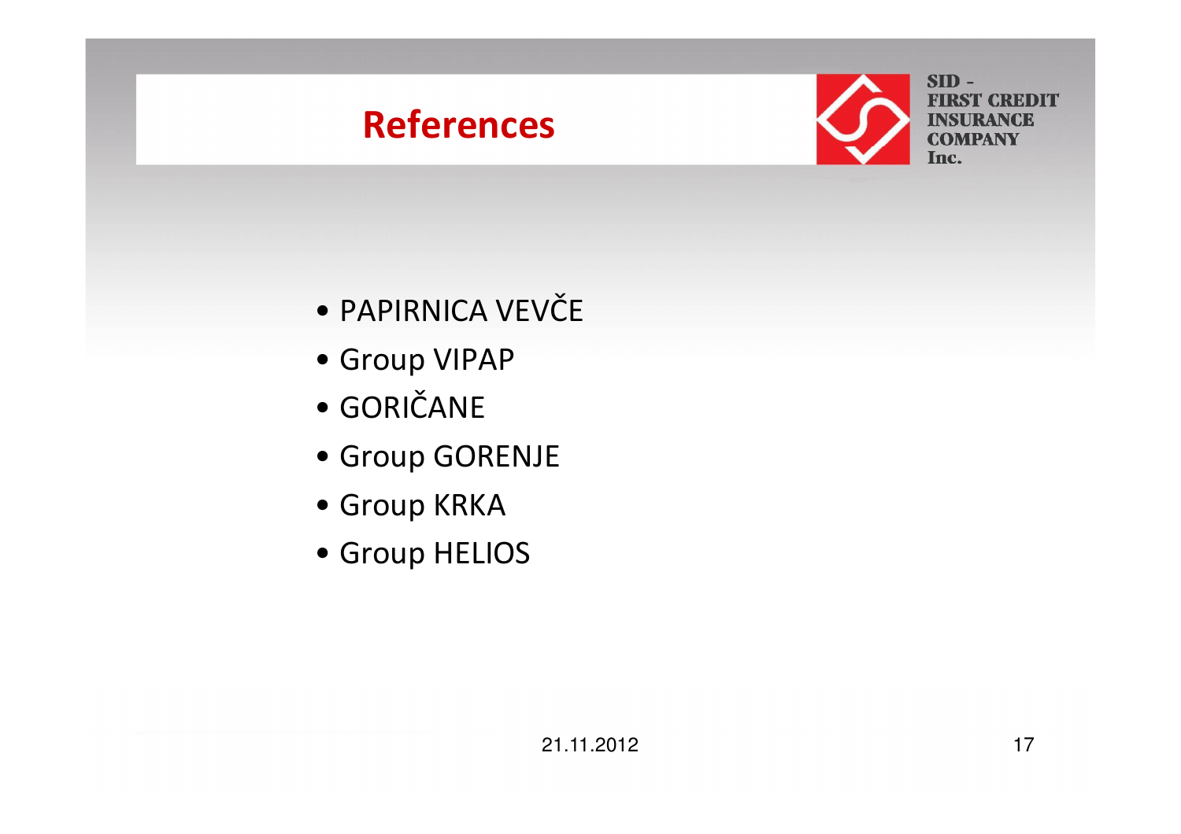# References

SID - FIRST CREDIT INSURANCE COMPANY Inc.

- PAPIRNICA VEVČE
- Group VIPAP
- GORIČANE
- Group GORENJE
- Group KRKA
- Group HELIOS

21.11.2012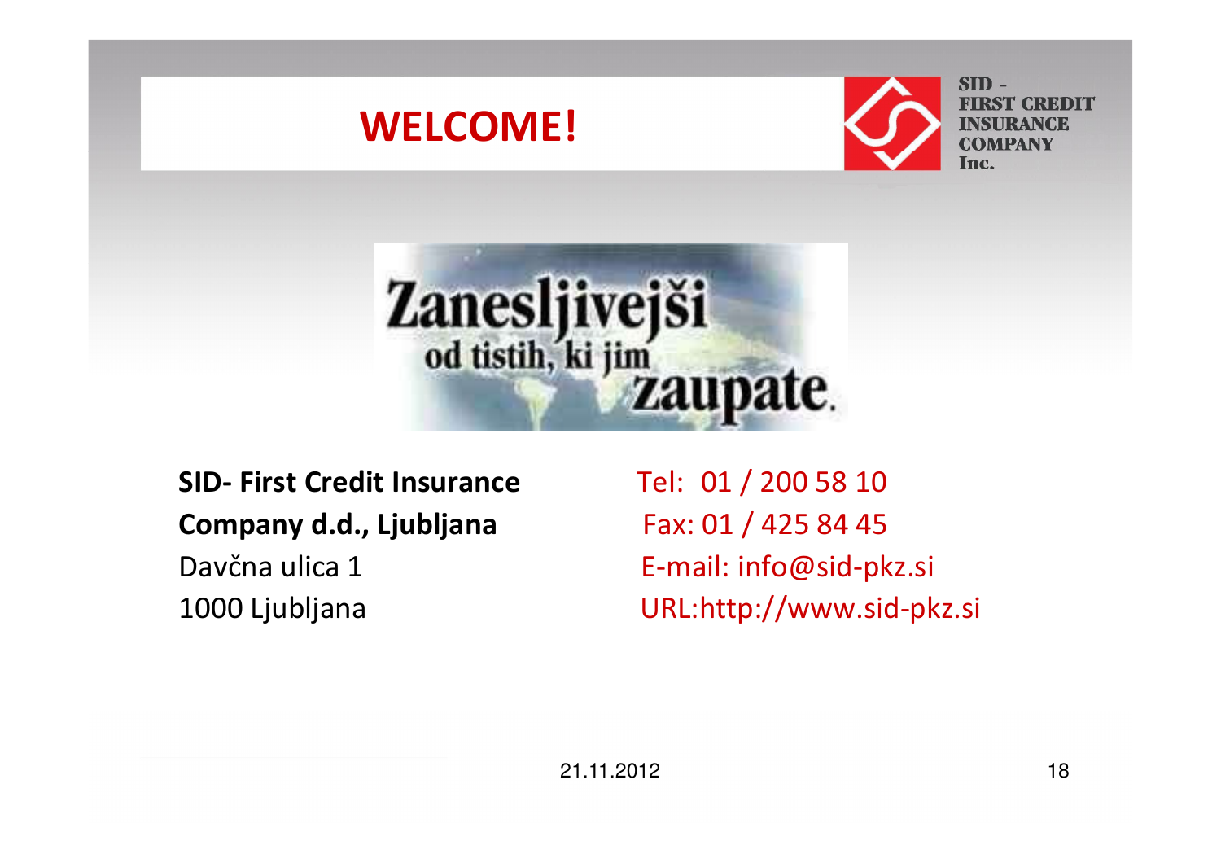# WELCOME!

SID - FIRST CREDIT INSURANCE COMPANY Inc.

Zanesljivejši od tistih, ki jim zaupate.

**SID- First Credit Insurance Company d.d., Ljubljana**
Davčna ulica 1
1000 Ljubljana

Tel: 01 / 200 58 10
Fax: 01 / 425 84 45
E-mail: info@sid-pkz.si
URL:http://www.sid-pkz.si

21.11.2012